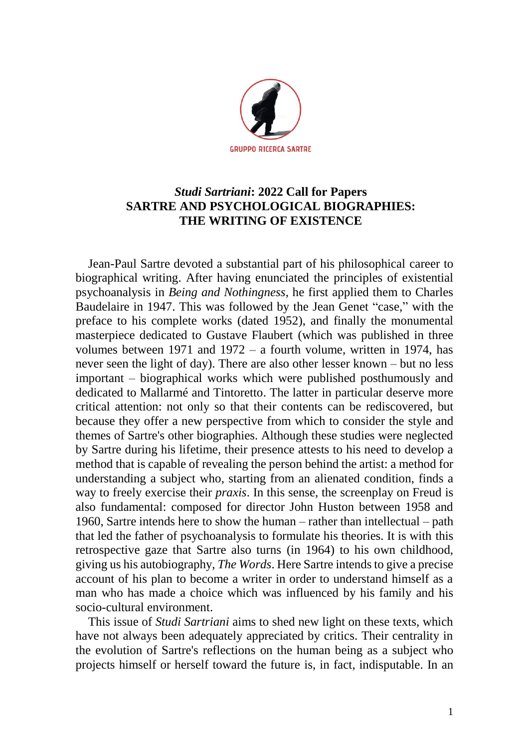GRUPPO RICERCA SARTRE

# *Studi Sartriani*: 2022 Call for Papers
# SARTRE AND PSYCHOLOGICAL BIOGRAPHIES: THE WRITING OF EXISTENCE

Jean-Paul Sartre devoted a substantial part of his philosophical career to biographical writing. After having enunciated the principles of existential psychoanalysis in *Being and Nothingness*, he first applied them to Charles Baudelaire in 1947. This was followed by the Jean Genet "case," with the preface to his complete works (dated 1952), and finally the monumental masterpiece dedicated to Gustave Flaubert (which was published in three volumes between 1971 and 1972 – a fourth volume, written in 1974, has never seen the light of day). There are also other lesser known – but no less important – biographical works which were published posthumously and dedicated to Mallarmé and Tintoretto. The latter in particular deserve more critical attention: not only so that their contents can be rediscovered, but because they offer a new perspective from which to consider the style and themes of Sartre's other biographies. Although these studies were neglected by Sartre during his lifetime, their presence attests to his need to develop a method that is capable of revealing the person behind the artist: a method for understanding a subject who, starting from an alienated condition, finds a way to freely exercise their *praxis*. In this sense, the screenplay on Freud is also fundamental: composed for director John Huston between 1958 and 1960, Sartre intends here to show the human – rather than intellectual – path that led the father of psychoanalysis to formulate his theories. It is with this retrospective gaze that Sartre also turns (in 1964) to his own childhood, giving us his autobiography, *The Words*. Here Sartre intends to give a precise account of his plan to become a writer in order to understand himself as a man who has made a choice which was influenced by his family and his socio-cultural environment.

This issue of *Studi Sartriani* aims to shed new light on these texts, which have not always been adequately appreciated by critics. Their centrality in the evolution of Sartre's reflections on the human being as a subject who projects himself or herself toward the future is, in fact, indisputable. In an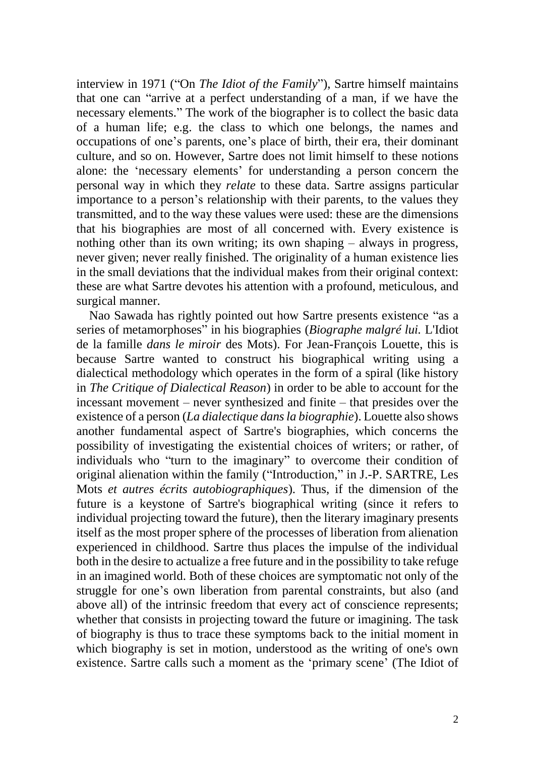interview in 1971 ("On *The Idiot of the Family*"), Sartre himself maintains that one can "arrive at a perfect understanding of a man, if we have the necessary elements." The work of the biographer is to collect the basic data of a human life; e.g. the class to which one belongs, the names and occupations of one's parents, one's place of birth, their era, their dominant culture, and so on. However, Sartre does not limit himself to these notions alone: the 'necessary elements' for understanding a person concern the personal way in which they *relate* to these data. Sartre assigns particular importance to a person's relationship with their parents, to the values they transmitted, and to the way these values were used: these are the dimensions that his biographies are most of all concerned with. Every existence is nothing other than its own writing; its own shaping – always in progress, never given; never really finished. The originality of a human existence lies in the small deviations that the individual makes from their original context: these are what Sartre devotes his attention with a profound, meticulous, and surgical manner.

Nao Sawada has rightly pointed out how Sartre presents existence "as a series of metamorphoses" in his biographies (*Biographe malgré lui.* L'Idiot de la famille *dans le miroir* des Mots). For Jean-François Louette, this is because Sartre wanted to construct his biographical writing using a dialectical methodology which operates in the form of a spiral (like history in *The Critique of Dialectical Reason*) in order to be able to account for the incessant movement – never synthesized and finite – that presides over the existence of a person (*La dialectique dans la biographie*). Louette also shows another fundamental aspect of Sartre's biographies, which concerns the possibility of investigating the existential choices of writers; or rather, of individuals who "turn to the imaginary" to overcome their condition of original alienation within the family ("Introduction," in J.-P. SARTRE, Les Mots *et autres écrits autobiographiques*). Thus, if the dimension of the future is a keystone of Sartre's biographical writing (since it refers to individual projecting toward the future), then the literary imaginary presents itself as the most proper sphere of the processes of liberation from alienation experienced in childhood. Sartre thus places the impulse of the individual both in the desire to actualize a free future and in the possibility to take refuge in an imagined world. Both of these choices are symptomatic not only of the struggle for one's own liberation from parental constraints, but also (and above all) of the intrinsic freedom that every act of conscience represents; whether that consists in projecting toward the future or imagining. The task of biography is thus to trace these symptoms back to the initial moment in which biography is set in motion, understood as the writing of one's own existence. Sartre calls such a moment as the 'primary scene' (The Idiot of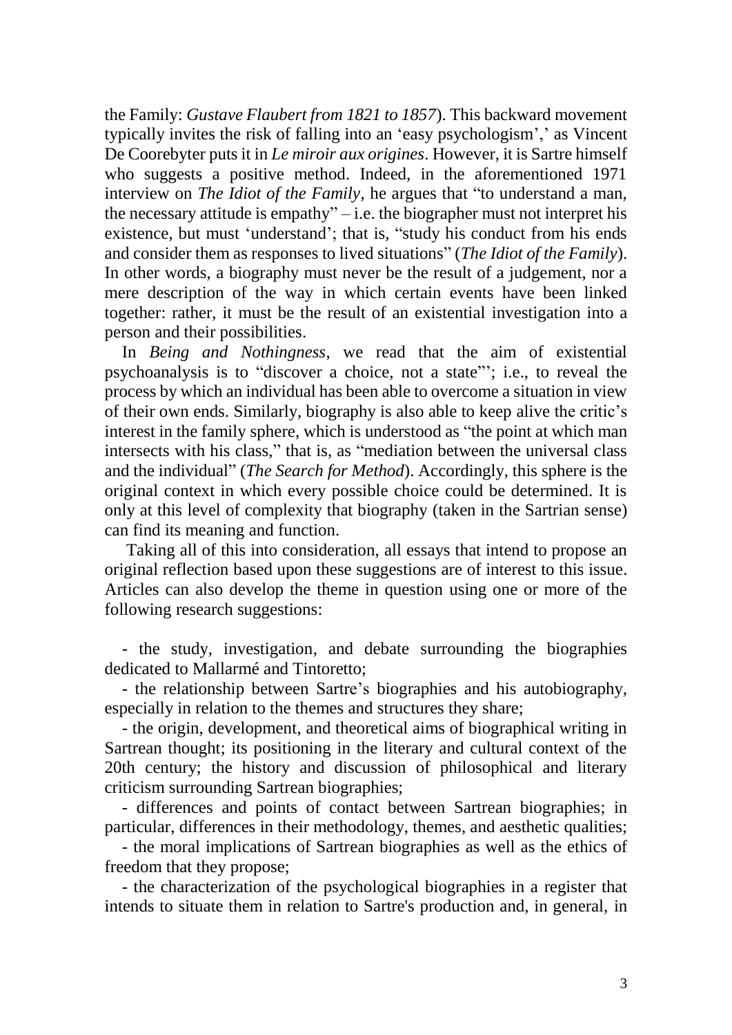the Family: *Gustave Flaubert from 1821 to 1857*). This backward movement typically invites the risk of falling into an 'easy psychologism',' as Vincent De Coorebyter puts it in *Le miroir aux origines*. However, it is Sartre himself who suggests a positive method. Indeed, in the aforementioned 1971 interview on *The Idiot of the Family*, he argues that "to understand a man, the necessary attitude is empathy" – i.e. the biographer must not interpret his existence, but must 'understand'; that is, "study his conduct from his ends and consider them as responses to lived situations" (*The Idiot of the Family*). In other words, a biography must never be the result of a judgement, nor a mere description of the way in which certain events have been linked together: rather, it must be the result of an existential investigation into a person and their possibilities.

In *Being and Nothingness*, we read that the aim of existential psychoanalysis is to "discover a choice, not a state"'; i.e., to reveal the process by which an individual has been able to overcome a situation in view of their own ends. Similarly, biography is also able to keep alive the critic's interest in the family sphere, which is understood as "the point at which man intersects with his class," that is, as "mediation between the universal class and the individual" (*The Search for Method*). Accordingly, this sphere is the original context in which every possible choice could be determined. It is only at this level of complexity that biography (taken in the Sartrian sense) can find its meaning and function.

Taking all of this into consideration, all essays that intend to propose an original reflection based upon these suggestions are of interest to this issue. Articles can also develop the theme in question using one or more of the following research suggestions:

- the study, investigation, and debate surrounding the biographies dedicated to Mallarmé and Tintoretto;
- the relationship between Sartre's biographies and his autobiography, especially in relation to the themes and structures they share;
- the origin, development, and theoretical aims of biographical writing in Sartrean thought; its positioning in the literary and cultural context of the 20th century; the history and discussion of philosophical and literary criticism surrounding Sartrean biographies;
- differences and points of contact between Sartrean biographies; in particular, differences in their methodology, themes, and aesthetic qualities;
- the moral implications of Sartrean biographies as well as the ethics of freedom that they propose;
- the characterization of the psychological biographies in a register that intends to situate them in relation to Sartre's production and, in general, in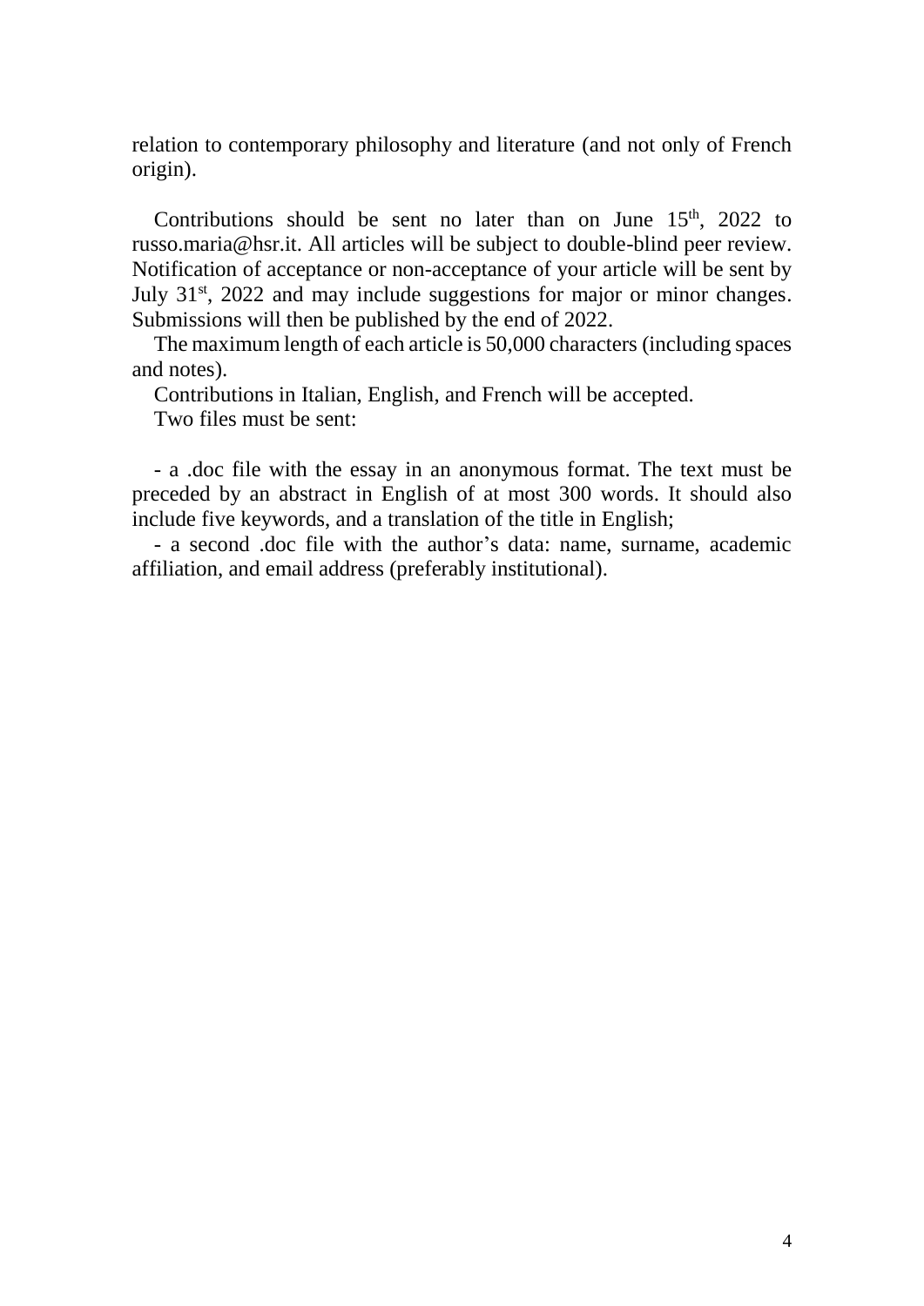relation to contemporary philosophy and literature (and not only of French origin).

Contributions should be sent no later than on June 15th, 2022 to russo.maria@hsr.it. All articles will be subject to double-blind peer review. Notification of acceptance or non-acceptance of your article will be sent by July 31st, 2022 and may include suggestions for major or minor changes. Submissions will then be published by the end of 2022.

The maximum length of each article is 50,000 characters (including spaces and notes).

Contributions in Italian, English, and French will be accepted.

Two files must be sent:

- a .doc file with the essay in an anonymous format. The text must be preceded by an abstract in English of at most 300 words. It should also include five keywords, and a translation of the title in English;
- a second .doc file with the author's data: name, surname, academic affiliation, and email address (preferably institutional).